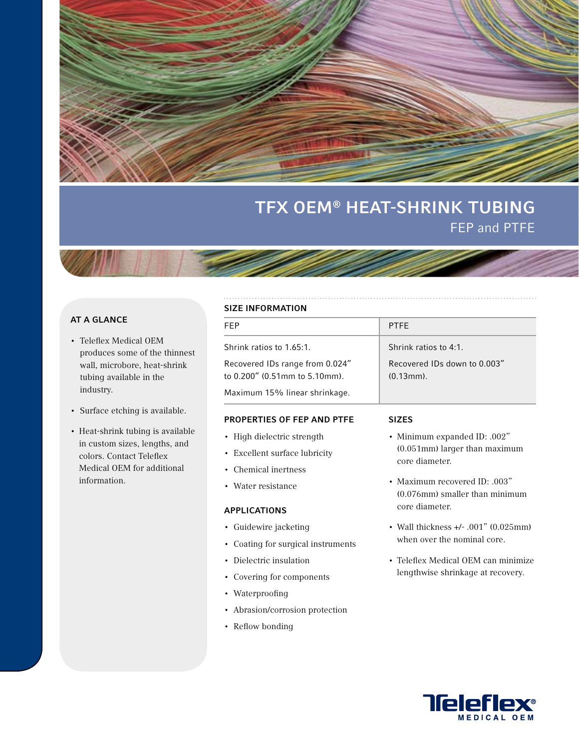# TFX OEM® HEAT-SHRINK TUBING

## FEP and PTFE

### AT A GLANCE

- Teleflex Medical OEM produces some of the thinnest wall, microbore, heat-shrink tubing available in the industry.
- Surface etching is available.
- Heat-shrink tubing is available in custom sizes, lengths, and colors. Contact Teleflex Medical OEM for additional information.

### SIZE INFORMATION

| FEP | PTFE |
| --- | --- |
| Shrink ratios to 1.65:1.<br>Recovered IDs range from 0.024" to 0.200" (0.51mm to 5.10mm).<br>Maximum 15% linear shrinkage. | Shrink ratios to 4:1.<br>Recovered IDs down to 0.003" (0.13mm). |

### PROPERTIES OF FEP AND PTFE

- High dielectric strength
- Excellent surface lubricity
- Chemical inertness
- Water resistance

### APPLICATIONS

- Guidewire jacketing
- Coating for surgical instruments
- Dielectric insulation
- Covering for components
- Waterproofing
- Abrasion/corrosion protection
- Reflow bonding

### SIZES

- Minimum expanded ID: .002" (0.051mm) larger than maximum core diameter.
- Maximum recovered ID: .003" (0.076mm) smaller than minimum core diameter.
- Wall thickness +/- .001" (0.025mm) when over the nominal core.
- Teleflex Medical OEM can minimize lengthwise shrinkage at recovery.

Teleflex® MEDICAL OEM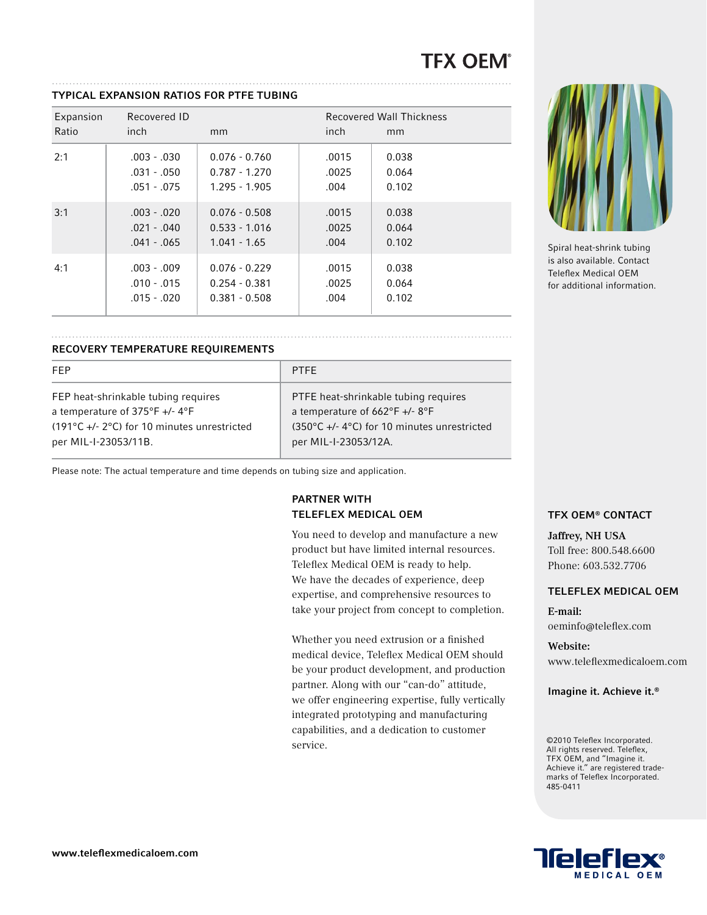# TFX OEM®

## TYPICAL EXPANSION RATIOS FOR PTFE TUBING

| Expansion Ratio | Recovered ID inch | Recovered ID mm | Recovered Wall Thickness inch | Recovered Wall Thickness mm |
|---|---|---|---|---|
| 2:1 | .003 - .030 | 0.076 - 0.760 | .0015 | 0.038 |
| | .031 - .050 | 0.787 - 1.270 | .0025 | 0.064 |
| | .051 - .075 | 1.295 - 1.905 | .004 | 0.102 |
| 3:1 | .003 - .020 | 0.076 - 0.508 | .0015 | 0.038 |
| | .021 - .040 | 0.533 - 1.016 | .0025 | 0.064 |
| | .041 - .065 | 1.041 - 1.65 | .004 | 0.102 |
| 4:1 | .003 - .009 | 0.076 - 0.229 | .0015 | 0.038 |
| | .010 - .015 | 0.254 - 0.381 | .0025 | 0.064 |
| | .015 - .020 | 0.381 - 0.508 | .004 | 0.102 |

Spiral heat-shrink tubing is also available. Contact Teleflex Medical OEM for additional information.

## RECOVERY TEMPERATURE REQUIREMENTS

| FEP | PTFE |
|---|---|
| FEP heat-shrinkable tubing requires a temperature of 375°F +/- 4°F (191°C +/- 2°C) for 10 minutes unrestricted per MIL-I-23053/11B. | PTFE heat-shrinkable tubing requires a temperature of 662°F +/- 8°F (350°C +/- 4°C) for 10 minutes unrestricted per MIL-I-23053/12A. |

Please note: The actual temperature and time depends on tubing size and application.

## PARTNER WITH TELEFLEX MEDICAL OEM

You need to develop and manufacture a new product but have limited internal resources. Teleflex Medical OEM is ready to help. We have the decades of experience, deep expertise, and comprehensive resources to take your project from concept to completion.

Whether you need extrusion or a finished medical device, Teleflex Medical OEM should be your product development, and production partner. Along with our "can-do" attitude, we offer engineering expertise, fully vertically integrated prototyping and manufacturing capabilities, and a dedication to customer service.

## TFX OEM® CONTACT

**Jaffrey, NH USA**
Toll free: 800.548.6600
Phone: 603.532.7706

## TELEFLEX MEDICAL OEM

**E-mail:**
oeminfo@teleflex.com

**Website:**
www.teleflexmedicaloem.com

**Imagine it. Achieve it.®**

©2010 Teleflex Incorporated. All rights reserved. Teleflex, TFX OEM, and "Imagine it. Achieve it." are registered trademarks of Teleflex Incorporated. 485-0411

www.teleflexmedicaloem.com

Teleflex® MEDICAL OEM